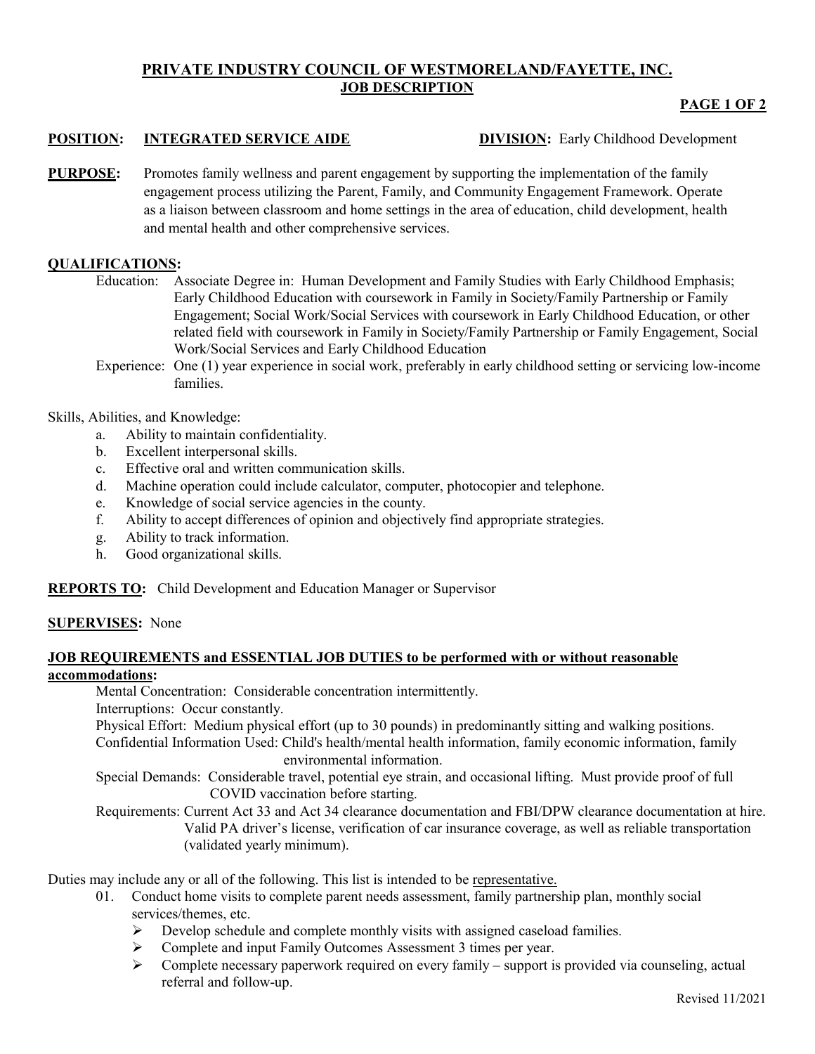# PRIVATE INDUSTRY COUNCIL OF WESTMORELAND/FAYETTE, INC.

## JOB DESCRIPTION

**POSITION:** **INTEGRATED SERVICE AIDE** **DIVISION:** Early Childhood Development

**PURPOSE:** Promotes family wellness and parent engagement by supporting the implementation of the family engagement process utilizing the Parent, Family, and Community Engagement Framework. Operate as a liaison between classroom and home settings in the area of education, child development, health and mental health and other comprehensive services.

**QUALIFICATIONS:**

Education: Associate Degree in: Human Development and Family Studies with Early Childhood Emphasis; Early Childhood Education with coursework in Family in Society/Family Partnership or Family Engagement; Social Work/Social Services with coursework in Early Childhood Education, or other related field with coursework in Family in Society/Family Partnership or Family Engagement, Social Work/Social Services and Early Childhood Education

Experience: One (1) year experience in social work, preferably in early childhood setting or servicing low-income families.

Skills, Abilities, and Knowledge:

a. Ability to maintain confidentiality.
b. Excellent interpersonal skills.
c. Effective oral and written communication skills.
d. Machine operation could include calculator, computer, photocopier and telephone.
e. Knowledge of social service agencies in the county.
f. Ability to accept differences of opinion and objectively find appropriate strategies.
g. Ability to track information.
h. Good organizational skills.

**REPORTS TO:** Child Development and Education Manager or Supervisor

**SUPERVISES:** None

**JOB REQUIREMENTS and ESSENTIAL JOB DUTIES to be performed with or without reasonable accommodations:**

Mental Concentration: Considerable concentration intermittently.

Interruptions: Occur constantly.

Physical Effort: Medium physical effort (up to 30 pounds) in predominantly sitting and walking positions.

Confidential Information Used: Child's health/mental health information, family economic information, family environmental information.

Special Demands: Considerable travel, potential eye strain, and occasional lifting. Must provide proof of full COVID vaccination before starting.

Requirements: Current Act 33 and Act 34 clearance documentation and FBI/DPW clearance documentation at hire. Valid PA driver's license, verification of car insurance coverage, as well as reliable transportation (validated yearly minimum).

Duties may include any or all of the following. This list is intended to be representative.

01. Conduct home visits to complete parent needs assessment, family partnership plan, monthly social services/themes, etc.
    - Develop schedule and complete monthly visits with assigned caseload families.
    - Complete and input Family Outcomes Assessment 3 times per year.
    - Complete necessary paperwork required on every family – support is provided via counseling, actual referral and follow-up.

Revised 11/2021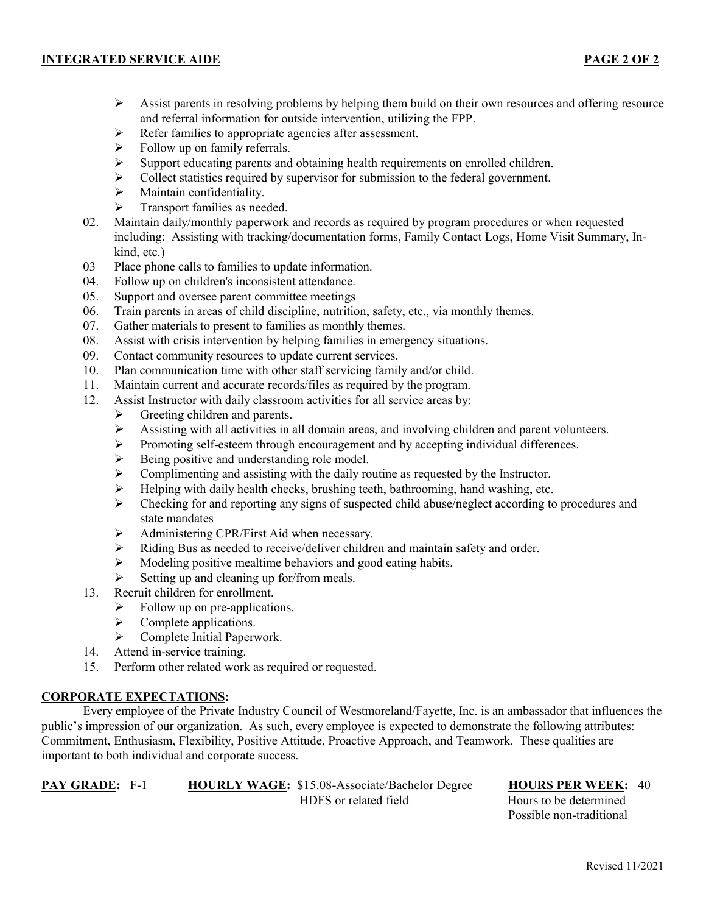- Assist parents in resolving problems by helping them build on their own resources and offering resource and referral information for outside intervention, utilizing the FPP.
- Refer families to appropriate agencies after assessment.
- Follow up on family referrals.
- Support educating parents and obtaining health requirements on enrolled children.
- Collect statistics required by supervisor for submission to the federal government.
- Maintain confidentiality.
- Transport families as needed.

02. Maintain daily/monthly paperwork and records as required by program procedures or when requested including: Assisting with tracking/documentation forms, Family Contact Logs, Home Visit Summary, In-kind, etc.)
03 Place phone calls to families to update information.
04. Follow up on children's inconsistent attendance.
05. Support and oversee parent committee meetings
06. Train parents in areas of child discipline, nutrition, safety, etc., via monthly themes.
07. Gather materials to present to families as monthly themes.
08. Assist with crisis intervention by helping families in emergency situations.
09. Contact community resources to update current services.
10. Plan communication time with other staff servicing family and/or child.
11. Maintain current and accurate records/files as required by the program.
12. Assist Instructor with daily classroom activities for all service areas by:
    - Greeting children and parents.
    - Assisting with all activities in all domain areas, and involving children and parent volunteers.
    - Promoting self-esteem through encouragement and by accepting individual differences.
    - Being positive and understanding role model.
    - Complimenting and assisting with the daily routine as requested by the Instructor.
    - Helping with daily health checks, brushing teeth, bathrooming, hand washing, etc.
    - Checking for and reporting any signs of suspected child abuse/neglect according to procedures and state mandates
    - Administering CPR/First Aid when necessary.
    - Riding Bus as needed to receive/deliver children and maintain safety and order.
    - Modeling positive mealtime behaviors and good eating habits.
    - Setting up and cleaning up for/from meals.
13. Recruit children for enrollment.
    - Follow up on pre-applications.
    - Complete applications.
    - Complete Initial Paperwork.
14. Attend in-service training.
15. Perform other related work as required or requested.

## CORPORATE EXPECTATIONS:

Every employee of the Private Industry Council of Westmoreland/Fayette, Inc. is an ambassador that influences the public's impression of our organization. As such, every employee is expected to demonstrate the following attributes: Commitment, Enthusiasm, Flexibility, Positive Attitude, Proactive Approach, and Teamwork. These qualities are important to both individual and corporate success.

**PAY GRADE:** F-1

**HOURLY WAGE:** $15.08-Associate/Bachelor Degree HDFS or related field

**HOURS PER WEEK:** 40
Hours to be determined
Possible non-traditional

Revised 11/2021